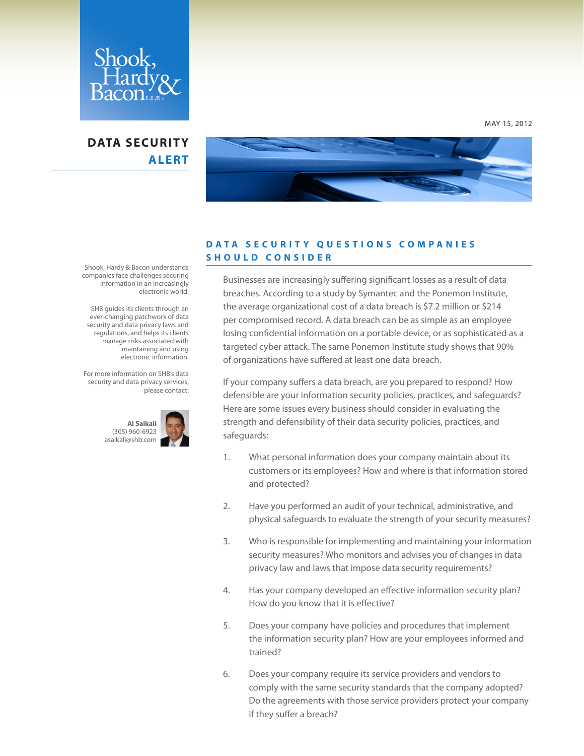Shook, Hardy & Bacon L.L.P.

MAY 15, 2012

# DATA SECURITY ALERT

Shook, Hardy & Bacon understands companies face challenges securing information in an increasingly electronic world.

SHB guides its clients through an ever-changing patchwork of data security and data privacy laws and regulations, and helps its clients manage risks associated with maintaining and using electronic information.

For more information on SHB's data security and data privacy services, please contact:

**Al Saikali**
(305) 960-6923
asaikali@shb.com

## DATA SECURITY QUESTIONS COMPANIES SHOULD CONSIDER

Businesses are increasingly suffering significant losses as a result of data breaches. According to a study by Symantec and the Ponemon Institute, the average organizational cost of a data breach is $7.2 million or $214 per compromised record. A data breach can be as simple as an employee losing confidential information on a portable device, or as sophisticated as a targeted cyber attack. The same Ponemon Institute study shows that 90% of organizations have suffered at least one data breach.

If your company suffers a data breach, are you prepared to respond? How defensible are your information security policies, practices, and safeguards? Here are some issues every business should consider in evaluating the strength and defensibility of their data security policies, practices, and safeguards:

1. What personal information does your company maintain about its customers or its employees? How and where is that information stored and protected?

2. Have you performed an audit of your technical, administrative, and physical safeguards to evaluate the strength of your security measures?

3. Who is responsible for implementing and maintaining your information security measures? Who monitors and advises you of changes in data privacy law and laws that impose data security requirements?

4. Has your company developed an effective information security plan? How do you know that it is effective?

5. Does your company have policies and procedures that implement the information security plan? How are your employees informed and trained?

6. Does your company require its service providers and vendors to comply with the same security standards that the company adopted? Do the agreements with those service providers protect your company if they suffer a breach?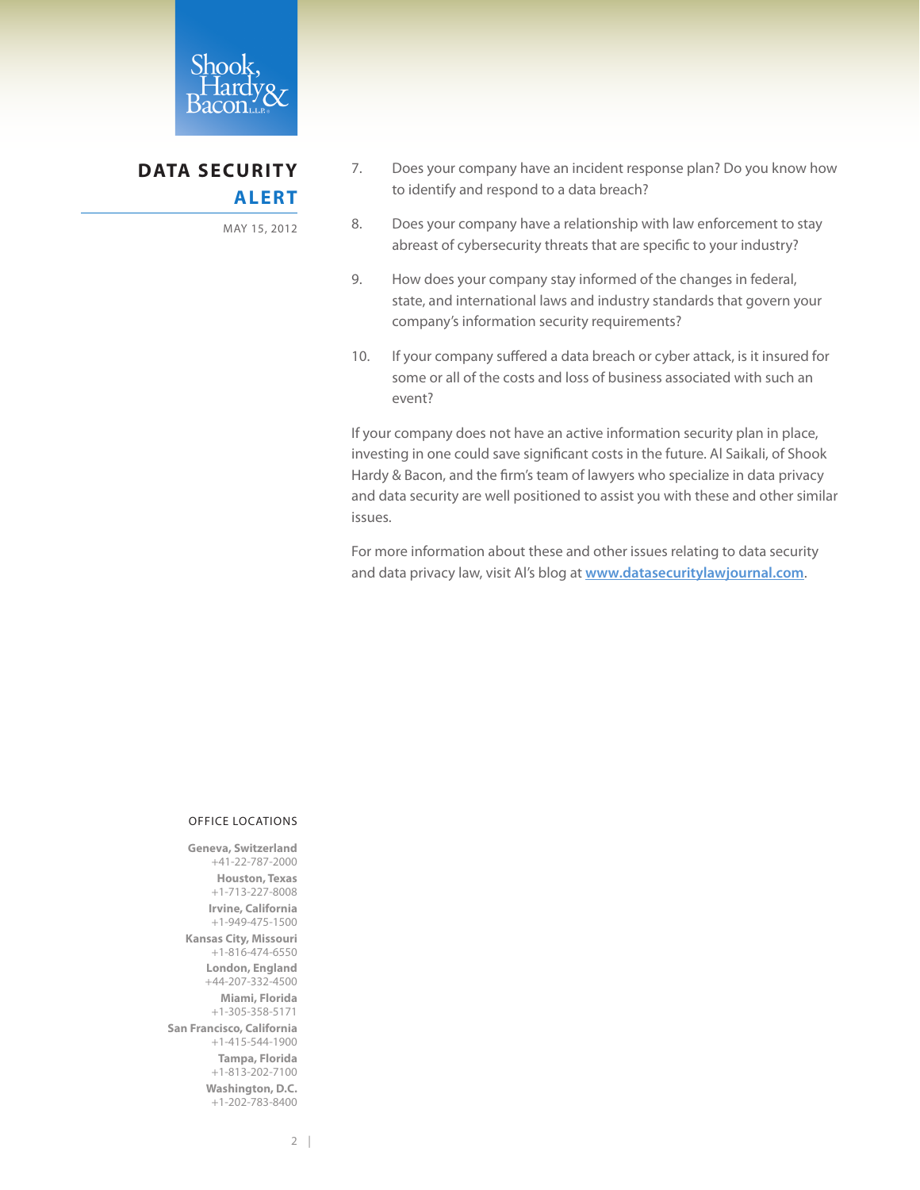**DATA SECURITY ALERT**

MAY 15, 2012

7. Does your company have an incident response plan? Do you know how to identify and respond to a data breach?

8. Does your company have a relationship with law enforcement to stay abreast of cybersecurity threats that are specific to your industry?

9. How does your company stay informed of the changes in federal, state, and international laws and industry standards that govern your company's information security requirements?

10. If your company suffered a data breach or cyber attack, is it insured for some or all of the costs and loss of business associated with such an event?

If your company does not have an active information security plan in place, investing in one could save significant costs in the future. Al Saikali, of Shook Hardy & Bacon, and the firm's team of lawyers who specialize in data privacy and data security are well positioned to assist you with these and other similar issues.

For more information about these and other issues relating to data security and data privacy law, visit Al's blog at **www.datasecuritylawjournal.com**.

OFFICE LOCATIONS

**Geneva, Switzerland**
+41-22-787-2000

**Houston, Texas**
+1-713-227-8008

**Irvine, California**
+1-949-475-1500

**Kansas City, Missouri**
+1-816-474-6550

**London, England**
+44-207-332-4500

**Miami, Florida**
+1-305-358-5171

**San Francisco, California**
+1-415-544-1900

**Tampa, Florida**
+1-813-202-7100

**Washington, D.C.**
+1-202-783-8400